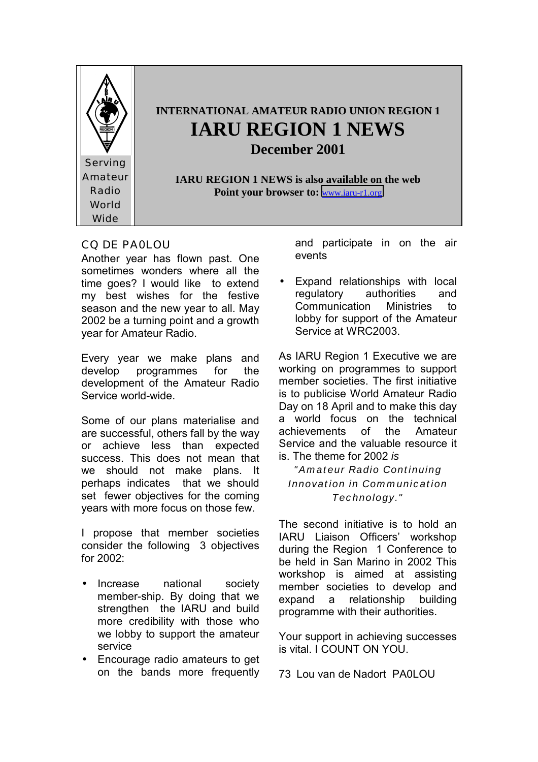Serving Amateur Radio World Wide

**INTERNATIONAL AMATEUR RADIO UNION REGION 1**

# IARU REGION 1 NEWS

## December 2001

**IARU REGION 1 NEWS is also available on the web**
**Point your browser to:** www.iaru-r1.org

## CQ DE PA0LOU

Another year has flown past. One sometimes wonders where all the time goes? I would like to extend my best wishes for the festive season and the new year to all. May 2002 be a turning point and a growth year for Amateur Radio.

Every year we make plans and develop programmes for the development of the Amateur Radio Service world-wide.

Some of our plans materialise and are successful, others fall by the way or achieve less than expected success. This does not mean that we should not make plans. It perhaps indicates that we should set fewer objectives for the coming years with more focus on those few.

I propose that member societies consider the following 3 objectives for 2002:

- Increase national society member-ship. By doing that we strengthen the IARU and build more credibility with those who we lobby to support the amateur service
- Encourage radio amateurs to get on the bands more frequently and participate in on the air events
- Expand relationships with local regulatory authorities and Communication Ministries to lobby for support of the Amateur Service at WRC2003.

As IARU Region 1 Executive we are working on programmes to support member societies. The first initiative is to publicise World Amateur Radio Day on 18 April and to make this day a world focus on the technical achievements of the Amateur Service and the valuable resource it is. The theme for 2002 *is*

*"Amateur Radio Continuing Innovation in Communication Technology."*

The second initiative is to hold an IARU Liaison Officers' workshop during the Region 1 Conference to be held in San Marino in 2002 This workshop is aimed at assisting member societies to develop and expand a relationship building programme with their authorities.

Your support in achieving successes is vital. I COUNT ON YOU.

73 Lou van de Nadort PA0LOU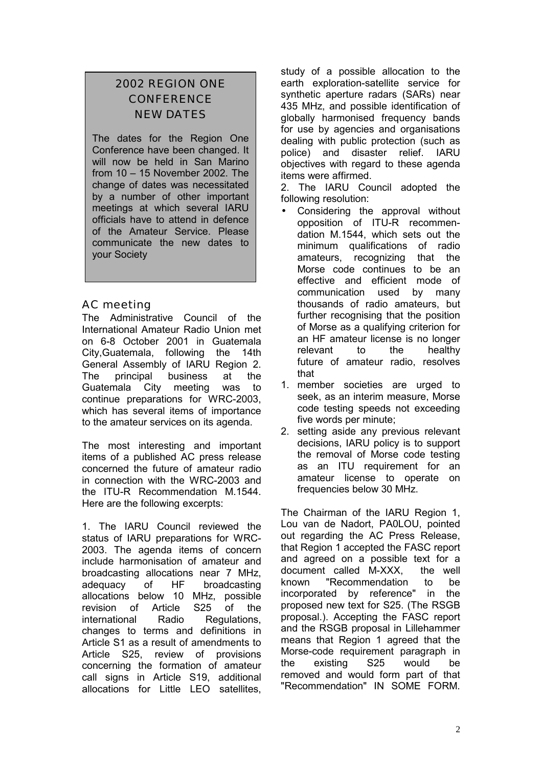## 2002 REGION ONE CONFERENCE NEW DATES

The dates for the Region One Conference have been changed. It will now be held in San Marino from 10 – 15 November 2002. The change of dates was necessitated by a number of other important meetings at which several IARU officials have to attend in defence of the Amateur Service. Please communicate the new dates to your Society

## AC meeting

The Administrative Council of the International Amateur Radio Union met on 6-8 October 2001 in Guatemala City,Guatemala, following the 14th General Assembly of IARU Region 2. The principal business at the Guatemala City meeting was to continue preparations for WRC-2003, which has several items of importance to the amateur services on its agenda.

The most interesting and important items of a published AC press release concerned the future of amateur radio in connection with the WRC-2003 and the ITU-R Recommendation M.1544. Here are the following excerpts:

1. The IARU Council reviewed the status of IARU preparations for WRC-2003. The agenda items of concern include harmonisation of amateur and broadcasting allocations near 7 MHz, adequacy of HF broadcasting allocations below 10 MHz, possible revision of Article S25 of the international Radio Regulations, changes to terms and definitions in Article S1 as a result of amendments to Article S25, review of provisions concerning the formation of amateur call signs in Article S19, additional allocations for Little LEO satellites, study of a possible allocation to the earth exploration-satellite service for synthetic aperture radars (SARs) near 435 MHz, and possible identification of globally harmonised frequency bands for use by agencies and organisations dealing with public protection (such as police) and disaster relief. IARU objectives with regard to these agenda items were affirmed.

2. The IARU Council adopted the following resolution:

- Considering the approval without opposition of ITU-R recommendation M.1544, which sets out the minimum qualifications of radio amateurs, recognizing that the Morse code continues to be an effective and efficient mode of communication used by many thousands of radio amateurs, but further recognising that the position of Morse as a qualifying criterion for an HF amateur license is no longer relevant to the healthy future of amateur radio, resolves that

1. member societies are urged to seek, as an interim measure, Morse code testing speeds not exceeding five words per minute;
2. setting aside any previous relevant decisions, IARU policy is to support the removal of Morse code testing as an ITU requirement for an amateur license to operate on frequencies below 30 MHz.

The Chairman of the IARU Region 1, Lou van de Nadort, PA0LOU, pointed out regarding the AC Press Release, that Region 1 accepted the FASC report and agreed on a possible text for a document called M-XXX, the well known "Recommendation to be incorporated by reference" in the proposed new text for S25. (The RSGB proposal.). Accepting the FASC report and the RSGB proposal in Lillehammer means that Region 1 agreed that the Morse-code requirement paragraph in the existing S25 would be removed and would form part of that "Recommendation" IN SOME FORM.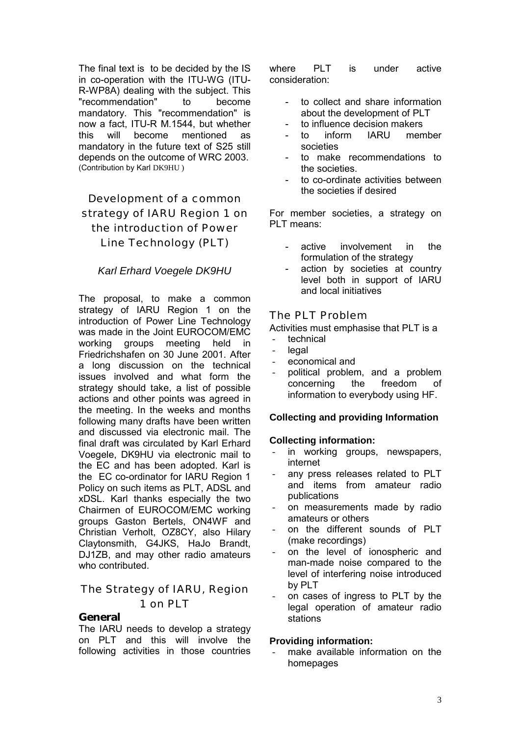The final text is to be decided by the IS in co-operation with the ITU-WG (ITU-R-WP8A) dealing with the subject. This "recommendation" to become mandatory. This "recommendation" is now a fact, ITU-R M.1544, but whether this will become mentioned as mandatory in the future text of S25 still depends on the outcome of WRC 2003.
(Contribution by Karl DK9HU )

## Development of a common strategy of IARU Region 1 on the introduction of Power Line Technology (PLT)

*Karl Erhard Voegele DK9HU*

The proposal, to make a common strategy of IARU Region 1 on the introduction of Power Line Technology was made in the Joint EUROCOM/EMC working groups meeting held in Friedrichshafen on 30 June 2001. After a long discussion on the technical issues involved and what form the strategy should take, a list of possible actions and other points was agreed in the meeting. In the weeks and months following many drafts have been written and discussed via electronic mail. The final draft was circulated by Karl Erhard Voegele, DK9HU via electronic mail to the EC and has been adopted. Karl is the EC co-ordinator for IARU Region 1 Policy on such items as PLT, ADSL and xDSL. Karl thanks especially the two Chairmen of EUROCOM/EMC working groups Gaston Bertels, ON4WF and Christian Verholt, OZ8CY, also Hilary Claytonsmith, G4JKS, HaJo Brandt, DJ1ZB, and may other radio amateurs who contributed.

## The Strategy of IARU, Region 1 on PLT

### General

The IARU needs to develop a strategy on PLT and this will involve the following activities in those countries where PLT is under active consideration:

- to collect and share information about the development of PLT
- to influence decision makers
- to inform IARU member societies
- to make recommendations to the societies.
- to co-ordinate activities between the societies if desired

For member societies, a strategy on PLT means:

- active involvement in the formulation of the strategy
- action by societies at country level both in support of IARU and local initiatives

### The PLT Problem

Activities must emphasise that PLT is a

- technical
- legal
- economical and
- political problem, and a problem concerning the freedom of information to everybody using HF.

**Collecting and providing Information**

**Collecting information:**

- in working groups, newspapers, internet
- any press releases related to PLT and items from amateur radio publications
- on measurements made by radio amateurs or others
- on the different sounds of PLT (make recordings)
- on the level of ionospheric and man-made noise compared to the level of interfering noise introduced by PLT
- on cases of ingress to PLT by the legal operation of amateur radio stations

**Providing information:**

- make available information on the homepages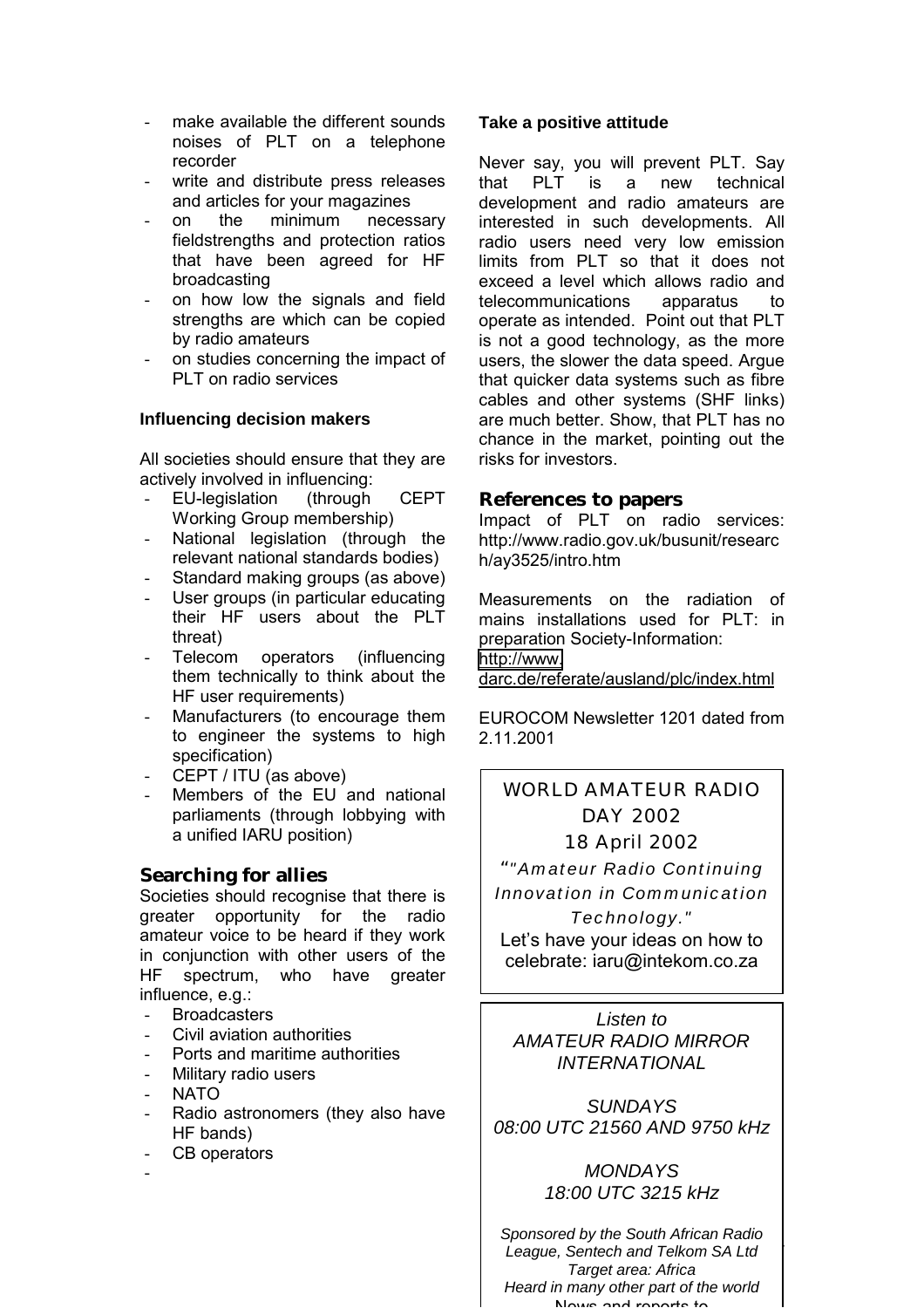- make available the different sounds noises of PLT on a telephone recorder
- write and distribute press releases and articles for your magazines
- on the minimum necessary fieldstrengths and protection ratios that have been agreed for HF broadcasting
- on how low the signals and field strengths are which can be copied by radio amateurs
- on studies concerning the impact of PLT on radio services

**Influencing decision makers**

All societies should ensure that they are actively involved in influencing:

- EU-legislation (through CEPT Working Group membership)
- National legislation (through the relevant national standards bodies)
- Standard making groups (as above)
- User groups (in particular educating their HF users about the PLT threat)
- Telecom operators (influencing them technically to think about the HF user requirements)
- Manufacturers (to encourage them to engineer the systems to high specification)
- CEPT / ITU (as above)
- Members of the EU and national parliaments (through lobbying with a unified IARU position)

## Searching for allies

Societies should recognise that there is greater opportunity for the radio amateur voice to be heard if they work in conjunction with other users of the HF spectrum, who have greater influence, e.g.:

- Broadcasters
- Civil aviation authorities
- Ports and maritime authorities
- Military radio users
- NATO
- Radio astronomers (they also have HF bands)
- CB operators
-

**Take a positive attitude**

Never say, you will prevent PLT. Say that PLT is a new technical development and radio amateurs are interested in such developments. All radio users need very low emission limits from PLT so that it does not exceed a level which allows radio and telecommunications apparatus to operate as intended. Point out that PLT is not a good technology, as the more users, the slower the data speed. Argue that quicker data systems such as fibre cables and other systems (SHF links) are much better. Show, that PLT has no chance in the market, pointing out the risks for investors.

## References to papers

Impact of PLT on radio services: http://www.radio.gov.uk/busunit/research/ay3525/intro.htm

Measurements on the radiation of mains installations used for PLT: in preparation Society-Information: http://www.darc.de/referate/ausland/plc/index.html

EUROCOM Newsletter 1201 dated from 2.11.2001

WORLD AMATEUR RADIO DAY 2002
18 April 2002

*"Amateur Radio Continuing Innovation in Communication Technology."*

Let's have your ideas on how to celebrate: iaru@intekom.co.za

*Listen to*
*AMATEUR RADIO MIRROR INTERNATIONAL*

*SUNDAYS*
*08:00 UTC 21560 AND 9750 kHz*

*MONDAYS*
*18:00 UTC 3215 kHz*

*Sponsored by the South African Radio League, Sentech and Telkom SA Ltd*
*Target area: Africa*
*Heard in many other part of the world*
*News and reports to*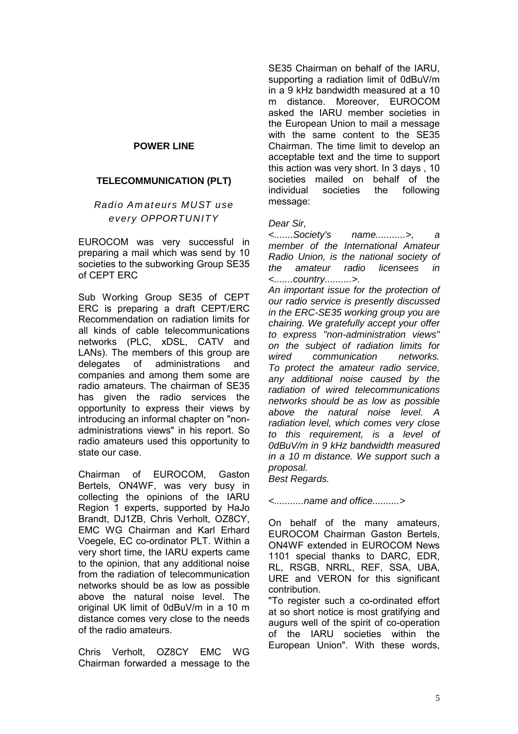## POWER LINE

## TELECOMMUNICATION (PLT)

*Radio Amateurs MUST use every OPPORTUNITY*

EUROCOM was very successful in preparing a mail which was send by 10 societies to the subworking Group SE35 of CEPT ERC

Sub Working Group SE35 of CEPT ERC is preparing a draft CEPT/ERC Recommendation on radiation limits for all kinds of cable telecommunications networks (PLC, xDSL, CATV and LANs). The members of this group are delegates of administrations and companies and among them some are radio amateurs. The chairman of SE35 has given the radio services the opportunity to express their views by introducing an informal chapter on "non-administrations views" in his report. So radio amateurs used this opportunity to state our case.

Chairman of EUROCOM, Gaston Bertels, ON4WF, was very busy in collecting the opinions of the IARU Region 1 experts, supported by HaJo Brandt, DJ1ZB, Chris Verholt, OZ8CY, EMC WG Chairman and Karl Erhard Voegele, EC co-ordinator PLT. Within a very short time, the IARU experts came to the opinion, that any additional noise from the radiation of telecommunication networks should be as low as possible above the natural noise level. The original UK limit of 0dBuV/m in a 10 m distance comes very close to the needs of the radio amateurs.

Chris Verholt, OZ8CY EMC WG Chairman forwarded a message to the SE35 Chairman on behalf of the IARU, supporting a radiation limit of 0dBuV/m in a 9 kHz bandwidth measured at a 10 m distance. Moreover, EUROCOM asked the IARU member societies in the European Union to mail a message with the same content to the SE35 Chairman. The time limit to develop an acceptable text and the time to support this action was very short. In 3 days , 10 societies mailed on behalf of the individual societies the following message:

*Dear Sir,*
*<.......Society's name...........>, a member of the International Amateur Radio Union, is the national society of the amateur radio licensees in <.......country..........>.*
*An important issue for the protection of our radio service is presently discussed in the ERC-SE35 working group you are chairing. We gratefully accept your offer to express "non-administration views" on the subject of radiation limits for wired communication networks. To protect the amateur radio service, any additional noise caused by the radiation of wired telecommunications networks should be as low as possible above the natural noise level. A radiation level, which comes very close to this requirement, is a level of 0dBuV/m in 9 kHz bandwidth measured in a 10 m distance. We support such a proposal.*
*Best Regards.*

*<...........name and office..........>*

On behalf of the many amateurs, EUROCOM Chairman Gaston Bertels, ON4WF extended in EUROCOM News 1101 special thanks to DARC, EDR, RL, RSGB, NRRL, REF, SSA, UBA, URE and VERON for this significant contribution.

"To register such a co-ordinated effort at so short notice is most gratifying and augurs well of the spirit of co-operation of the IARU societies within the European Union". With these words,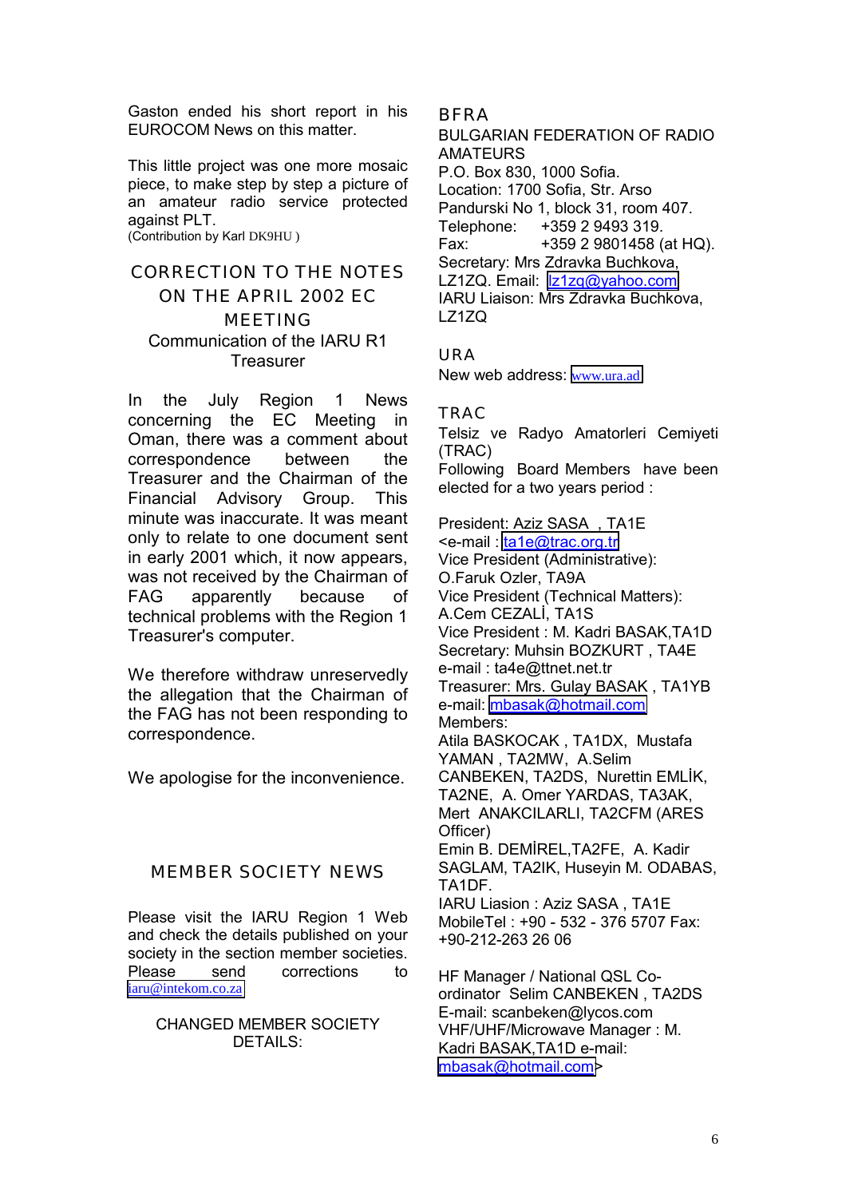Gaston ended his short report in his EUROCOM News on this matter.

This little project was one more mosaic piece, to make step by step a picture of an amateur radio service protected against PLT.
(Contribution by Karl DK9HU )

## CORRECTION TO THE NOTES ON THE APRIL 2002 EC MEETING

Communication of the IARU R1 Treasurer

In the July Region 1 News concerning the EC Meeting in Oman, there was a comment about correspondence between the Treasurer and the Chairman of the Financial Advisory Group. This minute was inaccurate. It was meant only to relate to one document sent in early 2001 which, it now appears, was not received by the Chairman of FAG apparently because of technical problems with the Region 1 Treasurer's computer.

We therefore withdraw unreservedly the allegation that the Chairman of the FAG has not been responding to correspondence.

We apologise for the inconvenience.

## MEMBER SOCIETY NEWS

Please visit the IARU Region 1 Web and check the details published on your society in the section member societies. Please send corrections to iaru@intekom.co.za

CHANGED MEMBER SOCIETY DETAILS:

### BFRA

BULGARIAN FEDERATION OF RADIO AMATEURS
P.O. Box 830, 1000 Sofia.
Location: 1700 Sofia, Str. Arso Pandurski No 1, block 31, room 407.
Telephone: +359 2 9493 319.
Fax: +359 2 9801458 (at HQ).
Secretary: Mrs Zdravka Buchkova, LZ1ZQ. Email: lz1zq@yahoo.com
IARU Liaison: Mrs Zdravka Buchkova, LZ1ZQ

### URA

New web address: www.ura.ad

### TRAC

Telsiz ve Radyo Amatorleri Cemiyeti (TRAC)
Following Board Members have been elected for a two years period :

President: Aziz SASA , TA1E
<e-mail : ta1e@trac.org.tr
Vice President (Administrative): O.Faruk Ozler, TA9A
Vice President (Technical Matters): A.Cem CEZALİ, TA1S
Vice President : M. Kadri BASAK,TA1D
Secretary: Muhsin BOZKURT , TA4E
e-mail : ta4e@ttnet.net.tr
Treasurer: Mrs. Gulay BASAK , TA1YB
e-mail: mbasak@hotmail.com
Members:
Atila BASKOCAK , TA1DX, Mustafa YAMAN , TA2MW, A.Selim CANBEKEN, TA2DS, Nurettin EMLİK, TA2NE, A. Omer YARDAS, TA3AK, Mert ANAKCILARLI, TA2CFM (ARES Officer)
Emin B. DEMİREL,TA2FE, A. Kadir SAGLAM, TA2IK, Huseyin M. ODABAS, TA1DF.
IARU Liasion : Aziz SASA , TA1E
MobileTel : +90 - 532 - 376 5707 Fax: +90-212-263 26 06

HF Manager / National QSL Co-ordinator Selim CANBEKEN , TA2DS
E-mail: scanbeken@lycos.com
VHF/UHF/Microwave Manager : M. Kadri BASAK,TA1D e-mail: mbasak@hotmail.com>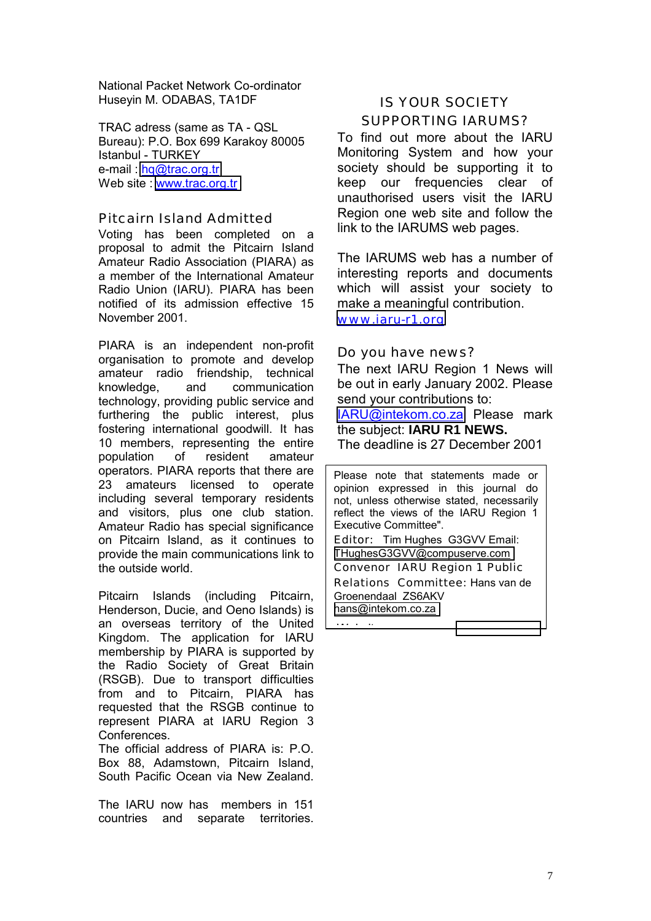National Packet Network Co-ordinator
Huseyin M. ODABAS, TA1DF

TRAC adress (same as TA - QSL Bureau): P.O. Box 699 Karakoy 80005 Istanbul - TURKEY
e-mail : hq@trac.org.tr
Web site : www.trac.org.tr

## Pitcairn Island Admitted

Voting has been completed on a proposal to admit the Pitcairn Island Amateur Radio Association (PIARA) as a member of the International Amateur Radio Union (IARU). PIARA has been notified of its admission effective 15 November 2001.

PIARA is an independent non-profit organisation to promote and develop amateur radio friendship, technical knowledge, and communication technology, providing public service and furthering the public interest, plus fostering international goodwill. It has 10 members, representing the entire population of resident amateur operators. PIARA reports that there are 23 amateurs licensed to operate including several temporary residents and visitors, plus one club station. Amateur Radio has special significance on Pitcairn Island, as it continues to provide the main communications link to the outside world.

Pitcairn Islands (including Pitcairn, Henderson, Ducie, and Oeno Islands) is an overseas territory of the United Kingdom. The application for IARU membership by PIARA is supported by the Radio Society of Great Britain (RSGB). Due to transport difficulties from and to Pitcairn, PIARA has requested that the RSGB continue to represent PIARA at IARU Region 3 Conferences.
The official address of PIARA is: P.O. Box 88, Adamstown, Pitcairn Island, South Pacific Ocean via New Zealand.

The IARU now has members in 151 countries and separate territories.

## IS YOUR SOCIETY SUPPORTING IARUMS?

To find out more about the IARU Monitoring System and how your society should be supporting it to keep our frequencies clear of unauthorised users visit the IARU Region one web site and follow the link to the IARUMS web pages.

The IARUMS web has a number of interesting reports and documents which will assist your society to make a meaningful contribution.
www.iaru-r1.org

## Do you have news?

The next IARU Region 1 News will be out in early January 2002. Please send your contributions to: IARU@intekom.co.za Please mark the subject: **IARU R1 NEWS.**
The deadline is 27 December 2001

Please note that statements made or opinion expressed in this journal do not, unless otherwise stated, necessarily reflect the views of the IARU Region 1 Executive Committee".
Editor: Tim Hughes G3GVV Email: THughesG3GVV@compuserve.com
Convenor IARU Region 1 Public Relations Committee: Hans van de Groenendaal ZS6AKV
hans@intekom.co.za